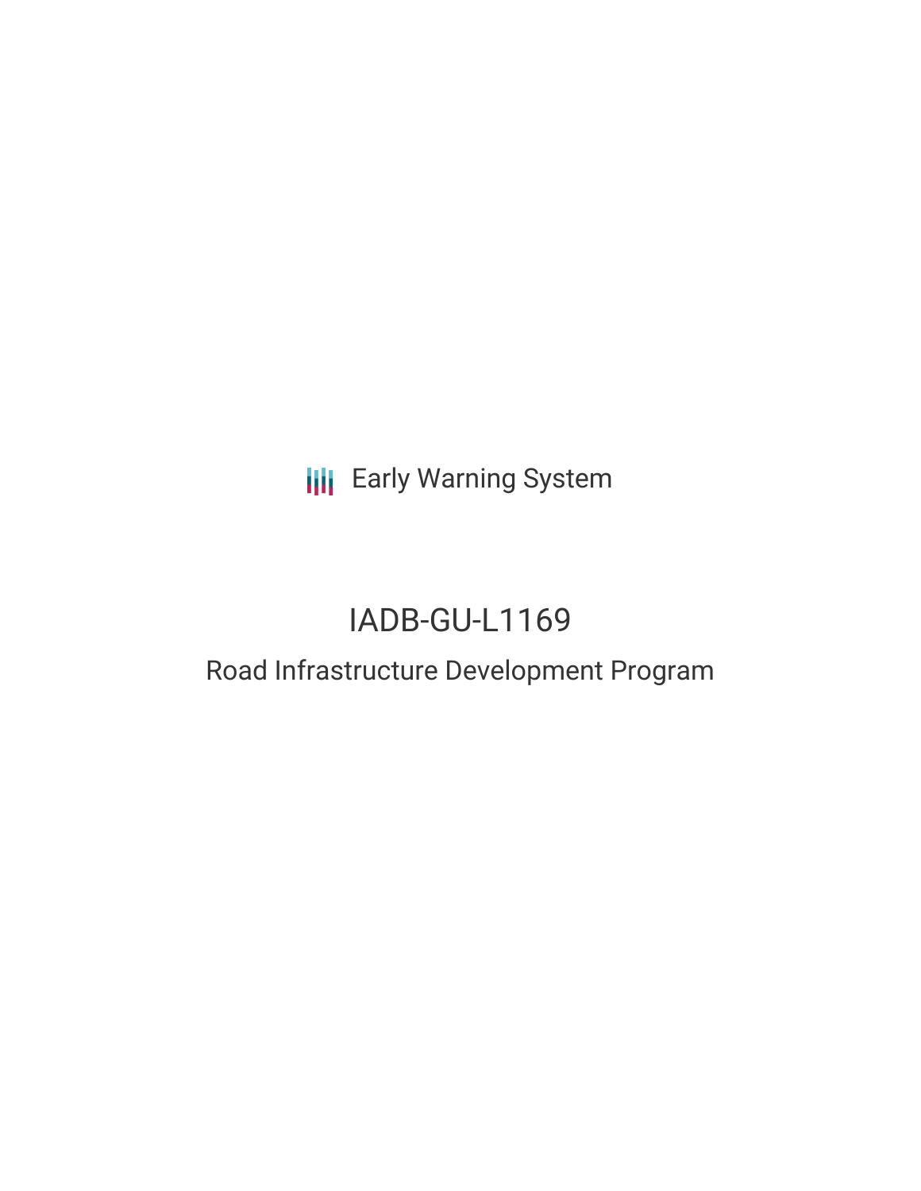Early Warning System

# IADB-GU-L1169

## Road Infrastructure Development Program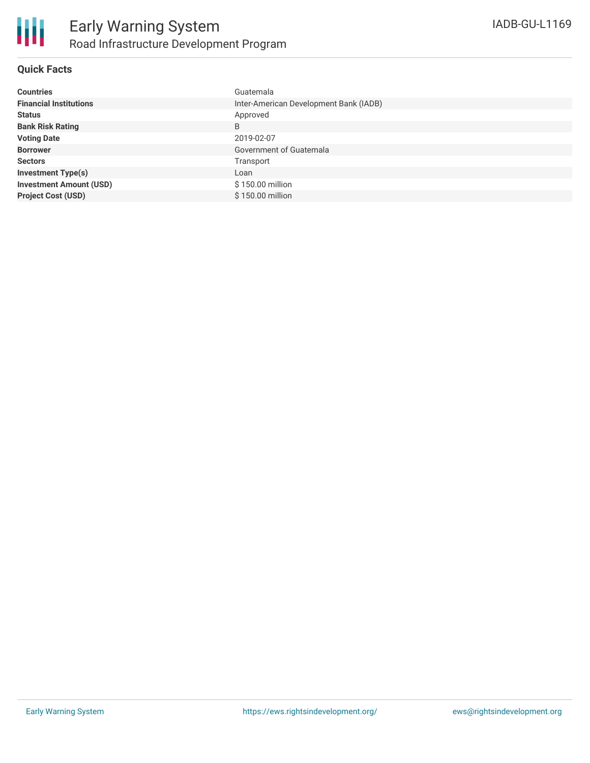# Early Warning System

## Road Infrastructure Development Program

IADB-GU-L1169

### Quick Facts

| | |
|---|---|
| **Countries** | Guatemala |
| **Financial Institutions** | Inter-American Development Bank (IADB) |
| **Status** | Approved |
| **Bank Risk Rating** | B |
| **Voting Date** | 2019-02-07 |
| **Borrower** | Government of Guatemala |
| **Sectors** | Transport |
| **Investment Type(s)** | Loan |
| **Investment Amount (USD)** | $ 150.00 million |
| **Project Cost (USD)** | $ 150.00 million |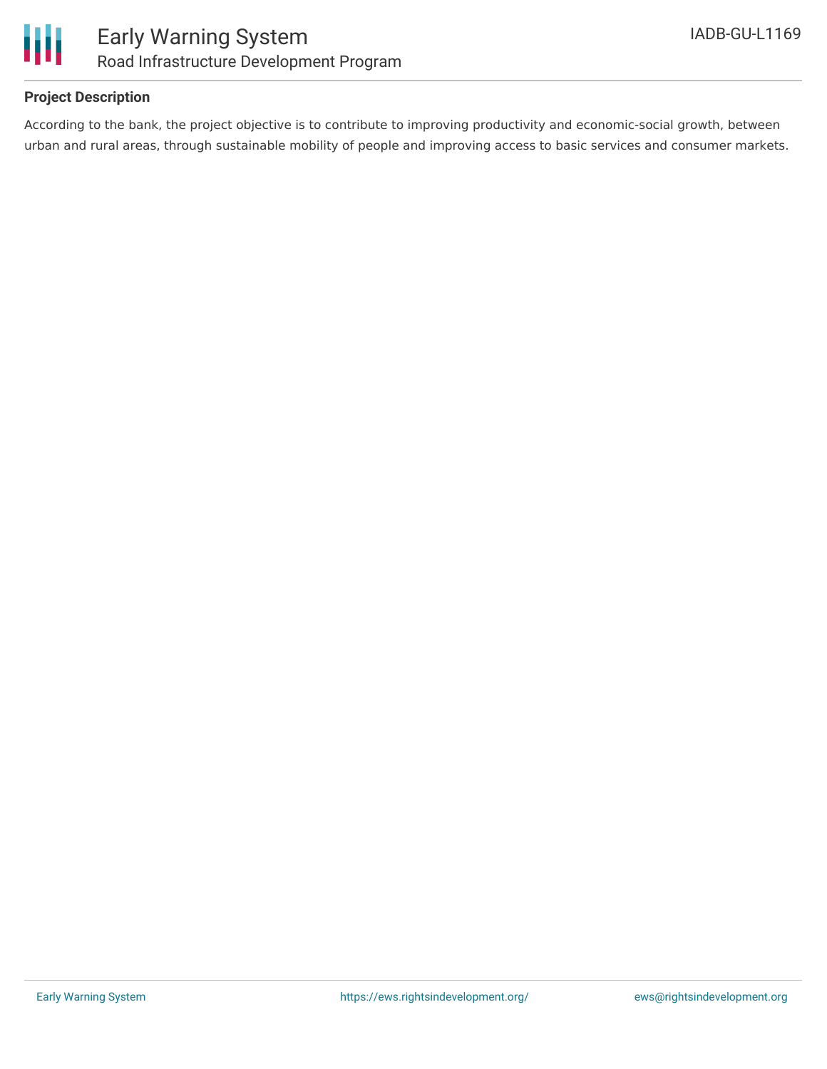**Project Description**

According to the bank, the project objective is to contribute to improving productivity and economic-social growth, between urban and rural areas, through sustainable mobility of people and improving access to basic services and consumer markets.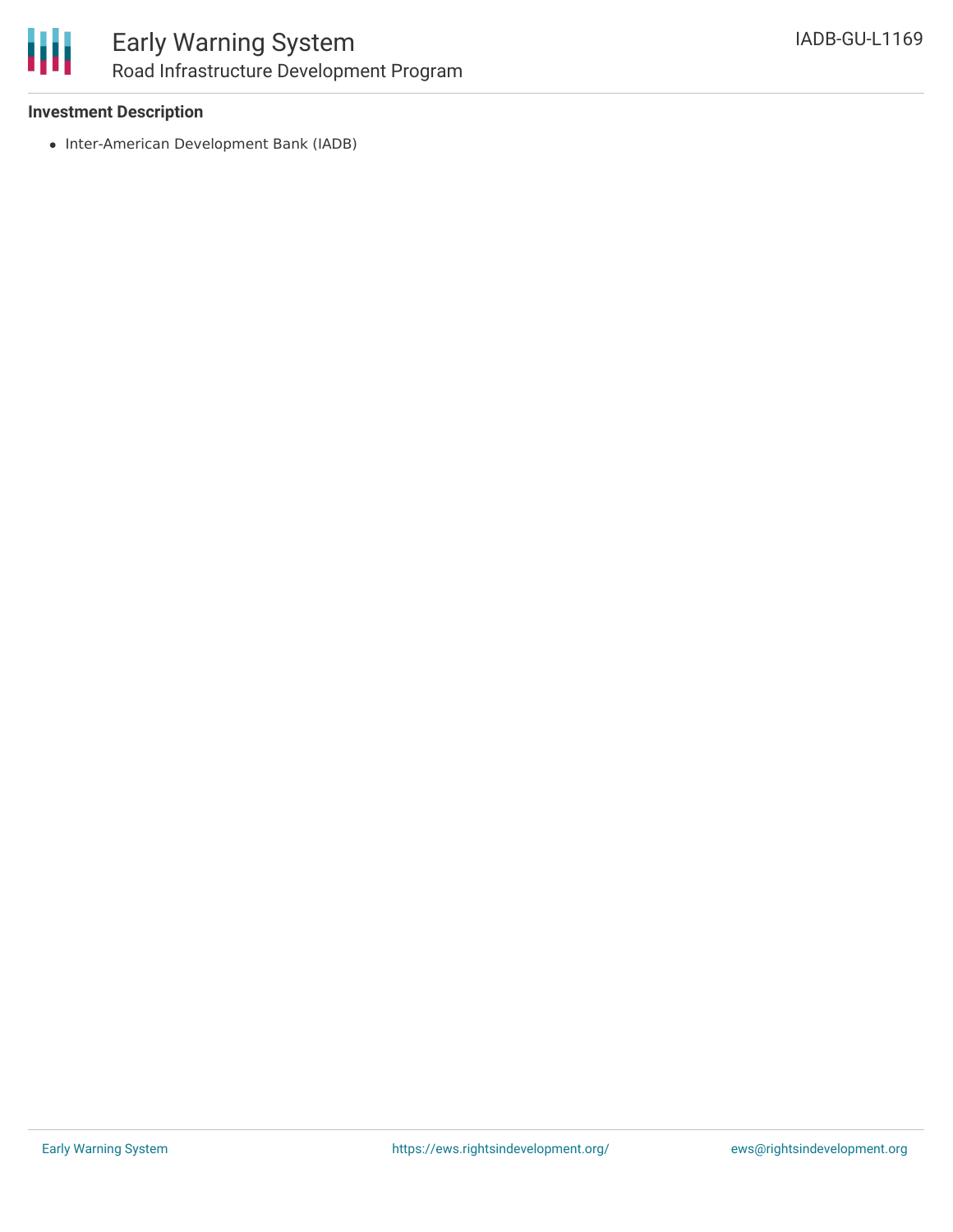**Investment Description**

- Inter-American Development Bank (IADB)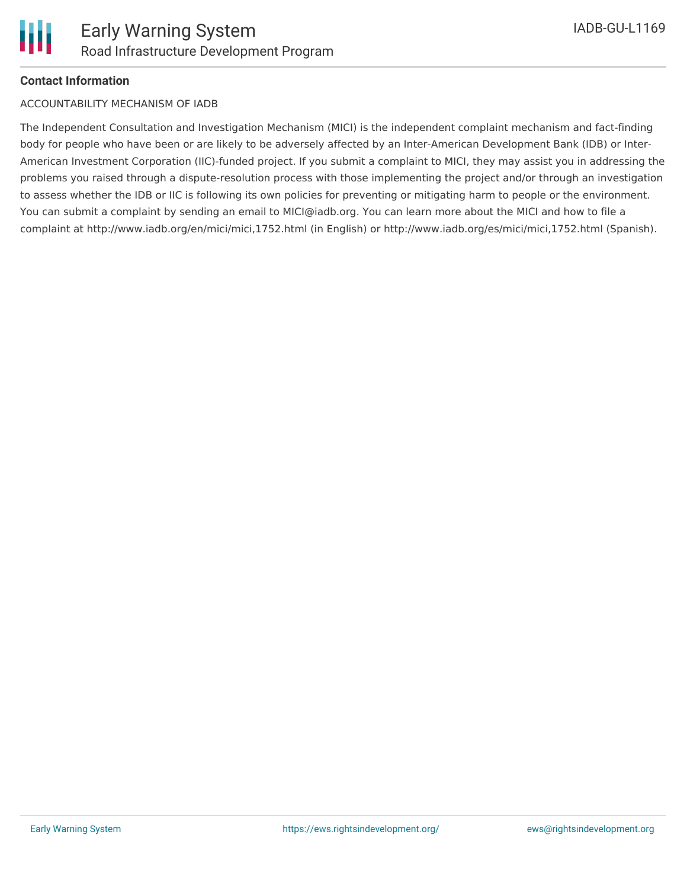**Contact Information**

ACCOUNTABILITY MECHANISM OF IADB

The Independent Consultation and Investigation Mechanism (MICI) is the independent complaint mechanism and fact-finding body for people who have been or are likely to be adversely affected by an Inter-American Development Bank (IDB) or Inter-American Investment Corporation (IIC)-funded project. If you submit a complaint to MICI, they may assist you in addressing the problems you raised through a dispute-resolution process with those implementing the project and/or through an investigation to assess whether the IDB or IIC is following its own policies for preventing or mitigating harm to people or the environment. You can submit a complaint by sending an email to MICI@iadb.org. You can learn more about the MICI and how to file a complaint at http://www.iadb.org/en/mici/mici,1752.html (in English) or http://www.iadb.org/es/mici/mici,1752.html (Spanish).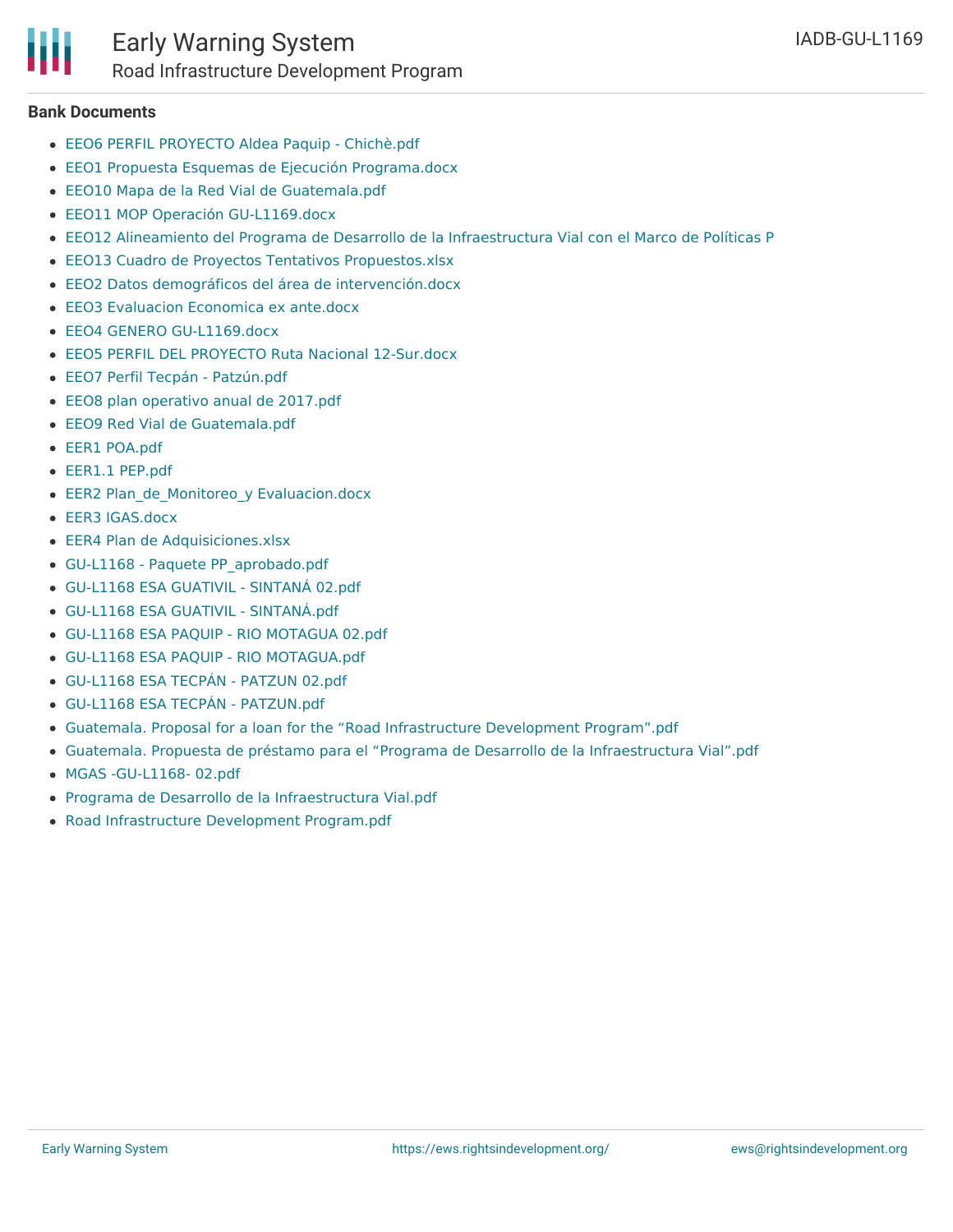**Bank Documents**

- EEO6 PERFIL PROYECTO Aldea Paquip - Chichè.pdf
- EEO1 Propuesta Esquemas de Ejecución Programa.docx
- EEO10 Mapa de la Red Vial de Guatemala.pdf
- EEO11 MOP Operación GU-L1169.docx
- EEO12 Alineamiento del Programa de Desarrollo de la Infraestructura Vial con el Marco de Políticas P
- EEO13 Cuadro de Proyectos Tentativos Propuestos.xlsx
- EEO2 Datos demográficos del área de intervención.docx
- EEO3 Evaluacion Economica ex ante.docx
- EEO4 GENERO GU-L1169.docx
- EEO5 PERFIL DEL PROYECTO Ruta Nacional 12-Sur.docx
- EEO7 Perfil Tecpán - Patzún.pdf
- EEO8 plan operativo anual de 2017.pdf
- EEO9 Red Vial de Guatemala.pdf
- EER1 POA.pdf
- EER1.1 PEP.pdf
- EER2 Plan_de_Monitoreo_y Evaluacion.docx
- EER3 IGAS.docx
- EER4 Plan de Adquisiciones.xlsx
- GU-L1168 - Paquete PP_aprobado.pdf
- GU-L1168 ESA GUATIVIL - SINTANÁ 02.pdf
- GU-L1168 ESA GUATIVIL - SINTANÁ.pdf
- GU-L1168 ESA PAQUIP - RIO MOTAGUA 02.pdf
- GU-L1168 ESA PAQUIP - RIO MOTAGUA.pdf
- GU-L1168 ESA TECPÁN - PATZUN 02.pdf
- GU-L1168 ESA TECPÁN - PATZUN.pdf
- Guatemala. Proposal for a loan for the “Road Infrastructure Development Program”.pdf
- Guatemala. Propuesta de préstamo para el “Programa de Desarrollo de la Infraestructura Vial”.pdf
- MGAS -GU-L1168- 02.pdf
- Programa de Desarrollo de la Infraestructura Vial.pdf
- Road Infrastructure Development Program.pdf